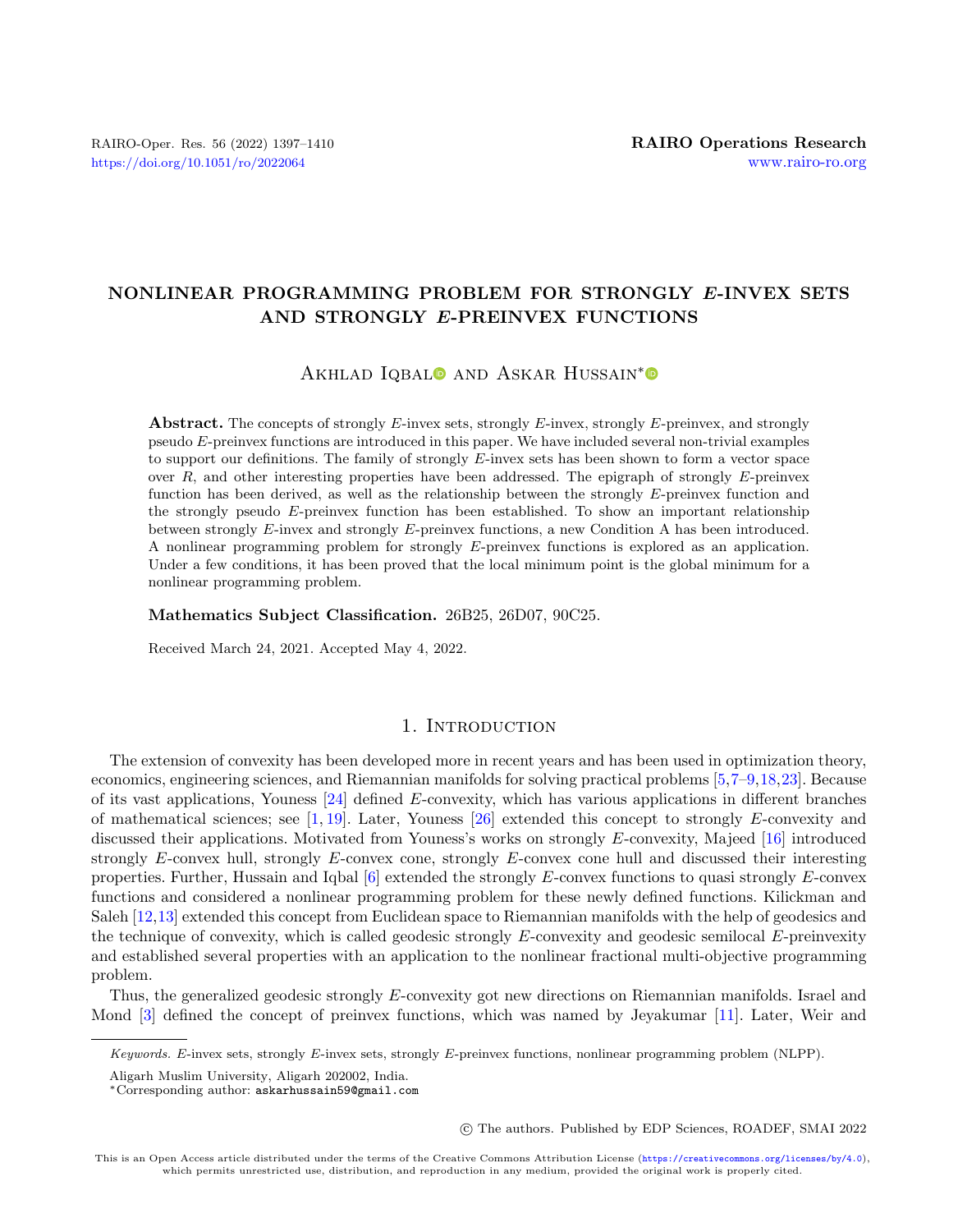# NONLINEAR PROGRAMMING PROBLEM FOR STRONGLY $E$-INVEX SETS AND STRONGLY $E$-PREINVEX FUNCTIONS

Akhlad Iqbal and Askar Hussain*

**Abstract.** The concepts of strongly $E$-invex sets, strongly $E$-invex, strongly $E$-preinvex, and strongly pseudo $E$-preinvex functions are introduced in this paper. We have included several non-trivial examples to support our definitions. The family of strongly $E$-invex sets has been shown to form a vector space over $R$, and other interesting properties have been addressed. The epigraph of strongly $E$-preinvex function has been derived, as well as the relationship between the strongly $E$-preinvex function and the strongly pseudo $E$-preinvex function has been established. To show an important relationship between strongly $E$-invex and strongly $E$-preinvex functions, a new Condition A has been introduced. A nonlinear programming problem for strongly $E$-preinvex functions is explored as an application. Under a few conditions, it has been proved that the local minimum point is the global minimum for a nonlinear programming problem.

**Mathematics Subject Classification.** 26B25, 26D07, 90C25.

Received March 24, 2021. Accepted May 4, 2022.

## 1. Introduction

The extension of convexity has been developed more in recent years and has been used in optimization theory, economics, engineering sciences, and Riemannian manifolds for solving practical problems [5,7–9,18,23]. Because of its vast applications, Youness [24] defined $E$-convexity, which has various applications in different branches of mathematical sciences; see [1,19]. Later, Youness [26] extended this concept to strongly $E$-convexity and discussed their applications. Motivated from Youness's works on strongly $E$-convexity, Majeed [16] introduced strongly $E$-convex hull, strongly $E$-convex cone, strongly $E$-convex cone hull and discussed their interesting properties. Further, Hussain and Iqbal [6] extended the strongly $E$-convex functions to quasi strongly $E$-convex functions and considered a nonlinear programming problem for these newly defined functions. Kilickman and Saleh [12,13] extended this concept from Euclidean space to Riemannian manifolds with the help of geodesics and the technique of convexity, which is called geodesic strongly $E$-convexity and geodesic semilocal $E$-preinvexity and established several properties with an application to the nonlinear fractional multi-objective programming problem.

Thus, the generalized geodesic strongly $E$-convexity got new directions on Riemannian manifolds. Israel and Mond [3] defined the concept of preinvex functions, which was named by Jeyakumar [11]. Later, Weir and

*Keywords.* $E$-invex sets, strongly $E$-invex sets, strongly $E$-preinvex functions, nonlinear programming problem (NLPP).

Aligarh Muslim University, Aligarh 202002, India.

*Corresponding author: askarhussain59@gmail.com

© The authors. Published by EDP Sciences, ROADEF, SMAI 2022

This is an Open Access article distributed under the terms of the Creative Commons Attribution License (https://creativecommons.org/licenses/by/4.0), which permits unrestricted use, distribution, and reproduction in any medium, provided the original work is properly cited.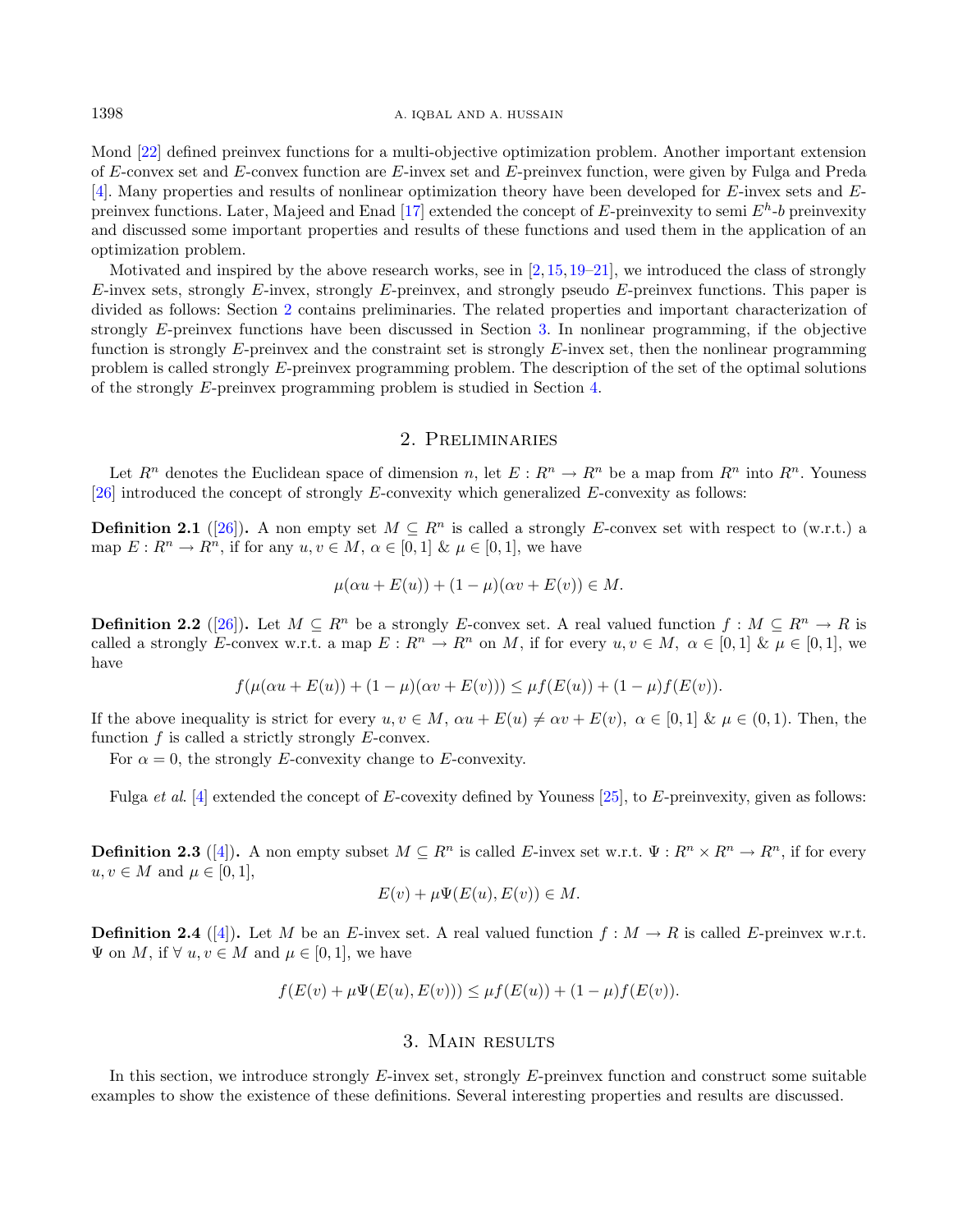Mond [22] defined preinvex functions for a multi-objective optimization problem. Another important extension of $E$-convex set and $E$-convex function are $E$-invex set and $E$-preinvex function, were given by Fulga and Preda [4]. Many properties and results of nonlinear optimization theory have been developed for $E$-invex sets and $E$-preinvex functions. Later, Majeed and Enad [17] extended the concept of $E$-preinvexity to semi $E^h$-$b$ preinvexity and discussed some important properties and results of these functions and used them in the application of an optimization problem.

Motivated and inspired by the above research works, see in [2, 15, 19–21], we introduced the class of strongly $E$-invex sets, strongly $E$-invex, strongly $E$-preinvex, and strongly pseudo $E$-preinvex functions. This paper is divided as follows: Section 2 contains preliminaries. The related properties and important characterization of strongly $E$-preinvex functions have been discussed in Section 3. In nonlinear programming, if the objective function is strongly $E$-preinvex and the constraint set is strongly $E$-invex set, then the nonlinear programming problem is called strongly $E$-preinvex programming problem. The description of the set of the optimal solutions of the strongly $E$-preinvex programming problem is studied in Section 4.

## 2. Preliminaries

Let $R^n$ denotes the Euclidean space of dimension $n$, let $E : R^n \to R^n$ be a map from $R^n$ into $R^n$. Youness [26] introduced the concept of strongly $E$-convexity which generalized $E$-convexity as follows:

**Definition 2.1** ([26])**.** A non empty set $M \subseteq R^n$ is called a strongly $E$-convex set with respect to (w.r.t.) a map $E : R^n \to R^n$, if for any $u, v \in M$, $\alpha \in [0, 1]$ & $\mu \in [0, 1]$, we have

$$\mu(\alpha u + E(u)) + (1 - \mu)(\alpha v + E(v)) \in M.$$

**Definition 2.2** ([26])**.** Let $M \subseteq R^n$ be a strongly $E$-convex set. A real valued function $f : M \subseteq R^n \to R$ is called a strongly $E$-convex w.r.t. a map $E : R^n \to R^n$ on $M$, if for every $u, v \in M$, $\alpha \in [0, 1]$ & $\mu \in [0, 1]$, we have

$$f(\mu(\alpha u + E(u)) + (1 - \mu)(\alpha v + E(v))) \leq \mu f(E(u)) + (1 - \mu)f(E(v)).$$

If the above inequality is strict for every $u, v \in M$, $\alpha u + E(u) \neq \alpha v + E(v)$, $\alpha \in [0, 1]$ & $\mu \in (0, 1)$. Then, the function $f$ is called a strictly strongly $E$-convex.

For $\alpha = 0$, the strongly $E$-convexity change to $E$-convexity.

Fulga *et al.* [4] extended the concept of $E$-covexity defined by Youness [25], to $E$-preinvexity, given as follows:

**Definition 2.3** ([4])**.** A non empty subset $M \subseteq R^n$ is called $E$-invex set w.r.t. $\Psi : R^n \times R^n \to R^n$, if for every $u, v \in M$ and $\mu \in [0, 1]$,

$$E(v) + \mu\Psi(E(u), E(v)) \in M.$$

**Definition 2.4** ([4])**.** Let $M$ be an $E$-invex set. A real valued function $f : M \to R$ is called $E$-preinvex w.r.t. $\Psi$ on $M$, if $\forall$ $u, v \in M$ and $\mu \in [0, 1]$, we have

$$f(E(v) + \mu\Psi(E(u), E(v))) \leq \mu f(E(u)) + (1 - \mu)f(E(v)).$$

## 3. Main results

In this section, we introduce strongly $E$-invex set, strongly $E$-preinvex function and construct some suitable examples to show the existence of these definitions. Several interesting properties and results are discussed.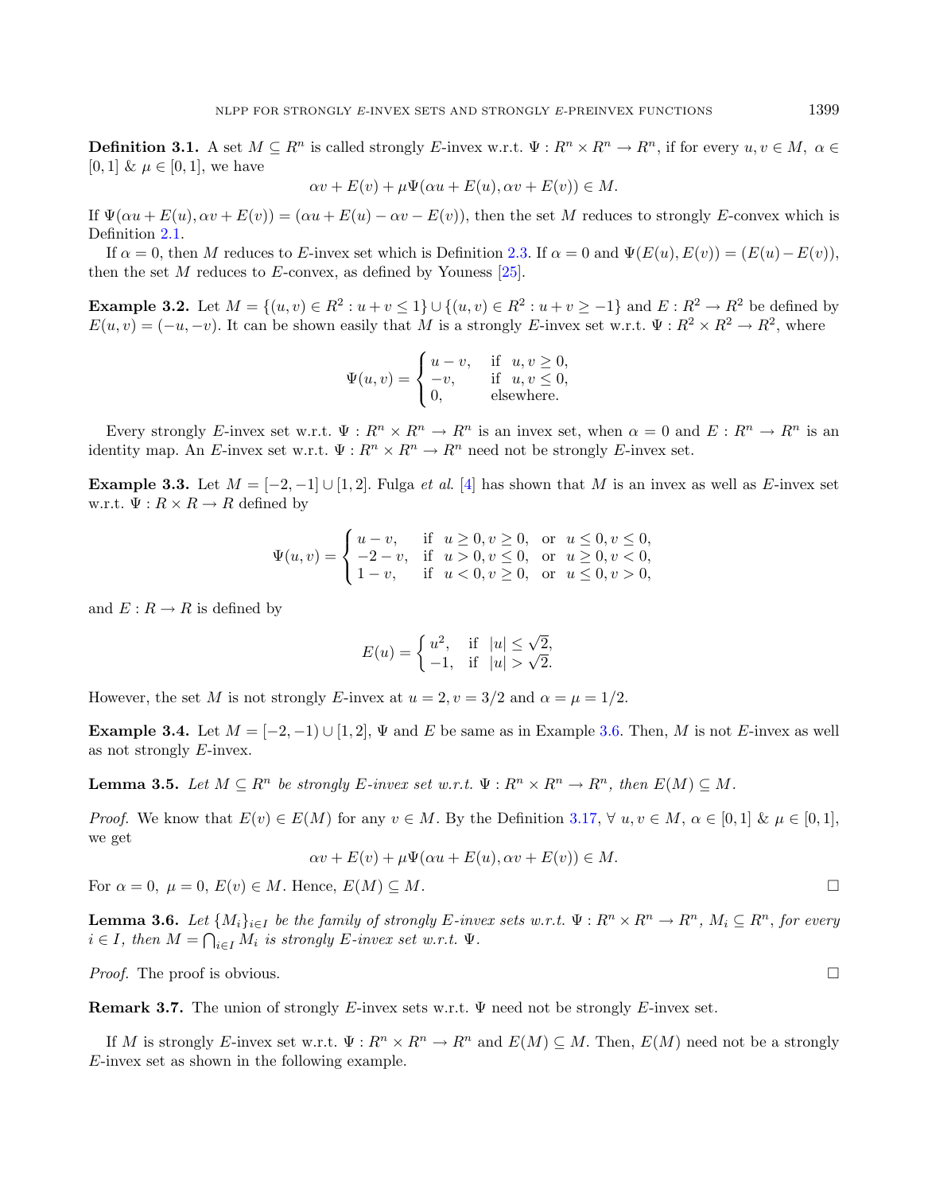**Definition 3.1.** A set $M \subseteq R^n$ is called strongly $E$-invex w.r.t. $\Psi : R^n \times R^n \to R^n$, if for every $u, v \in M$, $\alpha \in [0,1]$ & $\mu \in [0,1]$, we have

$$\alpha v + E(v) + \mu \Psi(\alpha u + E(u), \alpha v + E(v)) \in M.$$

If $\Psi(\alpha u + E(u), \alpha v + E(v)) = (\alpha u + E(u) - \alpha v - E(v))$, then the set $M$ reduces to strongly $E$-convex which is Definition 2.1.

If $\alpha = 0$, then $M$ reduces to $E$-invex set which is Definition 2.3. If $\alpha = 0$ and $\Psi(E(u), E(v)) = (E(u) - E(v))$, then the set $M$ reduces to $E$-convex, as defined by Youness [25].

**Example 3.2.** Let $M = \{(u, v) \in R^2 : u + v \leq 1\} \cup \{(u, v) \in R^2 : u + v \geq -1\}$ and $E : R^2 \to R^2$ be defined by $E(u, v) = (-u, -v)$. It can be shown easily that $M$ is a strongly $E$-invex set w.r.t. $\Psi : R^2 \times R^2 \to R^2$, where

$$\Psi(u, v) = \begin{cases} u - v, & \text{if } \ u, v \geq 0, \\ -v, & \text{if } \ u, v \leq 0, \\ 0, & \text{elsewhere.} \end{cases}$$

Every strongly $E$-invex set w.r.t. $\Psi : R^n \times R^n \to R^n$ is an invex set, when $\alpha = 0$ and $E : R^n \to R^n$ is an identity map. An $E$-invex set w.r.t. $\Psi : R^n \times R^n \to R^n$ need not be strongly $E$-invex set.

**Example 3.3.** Let $M = [-2, -1] \cup [1, 2]$. Fulga *et al.* [4] has shown that $M$ is an invex as well as $E$-invex set w.r.t. $\Psi : R \times R \to R$ defined by

$$\Psi(u, v) = \begin{cases} u - v, & \text{if } \ u \geq 0, v \geq 0, \ \text{ or } \ u \leq 0, v \leq 0, \\ -2 - v, & \text{if } \ u > 0, v \leq 0, \ \text{ or } \ u \geq 0, v < 0, \\ 1 - v, & \text{if } \ u < 0, v \geq 0, \ \text{ or } \ u \leq 0, v > 0, \end{cases}$$

and $E : R \to R$ is defined by

$$E(u) = \begin{cases} u^2, & \text{if } \ |u| \leq \sqrt{2}, \\ -1, & \text{if } \ |u| > \sqrt{2}. \end{cases}$$

However, the set $M$ is not strongly $E$-invex at $u = 2, v = 3/2$ and $\alpha = \mu = 1/2$.

**Example 3.4.** Let $M = [-2, -1) \cup [1, 2]$, $\Psi$ and $E$ be same as in Example 3.6. Then, $M$ is not $E$-invex as well as not strongly $E$-invex.

**Lemma 3.5.** *Let $M \subseteq R^n$ be strongly $E$-invex set w.r.t. $\Psi : R^n \times R^n \to R^n$, then $E(M) \subseteq M$.*

*Proof.* We know that $E(v) \in E(M)$ for any $v \in M$. By the Definition 3.17, $\forall \ u, v \in M$, $\alpha \in [0,1]$ & $\mu \in [0,1]$, we get

$$\alpha v + E(v) + \mu \Psi(\alpha u + E(u), \alpha v + E(v)) \in M.$$

For $\alpha = 0$, $\mu = 0$, $E(v) \in M$. Hence, $E(M) \subseteq M$. □

**Lemma 3.6.** *Let $\{M_i\}_{i \in I}$ be the family of strongly $E$-invex sets w.r.t. $\Psi : R^n \times R^n \to R^n$, $M_i \subseteq R^n$, for every $i \in I$, then $M = \bigcap_{i \in I} M_i$ is strongly $E$-invex set w.r.t. $\Psi$.*

*Proof.* The proof is obvious. □

**Remark 3.7.** The union of strongly $E$-invex sets w.r.t. $\Psi$ need not be strongly $E$-invex set.

If $M$ is strongly $E$-invex set w.r.t. $\Psi : R^n \times R^n \to R^n$ and $E(M) \subseteq M$. Then, $E(M)$ need not be a strongly $E$-invex set as shown in the following example.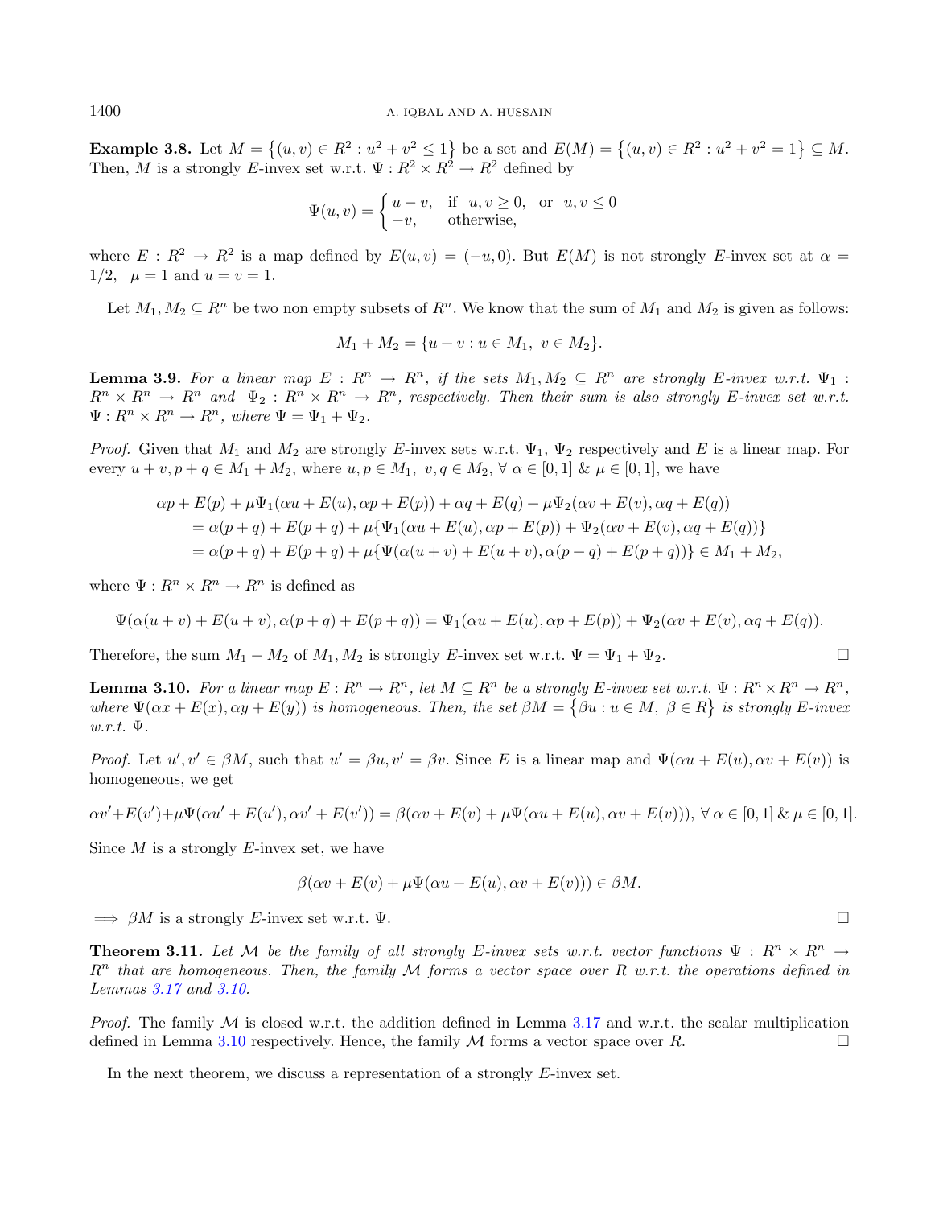**Example 3.8.** Let $M = \{(u,v) \in R^2 : u^2 + v^2 \leq 1\}$ be a set and $E(M) = \{(u,v) \in R^2 : u^2 + v^2 = 1\} \subseteq M$. Then, $M$ is a strongly $E$-invex set w.r.t. $\Psi : R^2 \times R^2 \to R^2$ defined by

$$\Psi(u,v) = \begin{cases} u - v, & \text{if } \ u, v \geq 0, \ \text{ or } \ u, v \leq 0 \\ -v, & \text{otherwise,} \end{cases}$$

where $E : R^2 \to R^2$ is a map defined by $E(u,v) = (-u, 0)$. But $E(M)$ is not strongly $E$-invex set at $\alpha = 1/2, \ \ \mu = 1$ and $u = v = 1$.

Let $M_1, M_2 \subseteq R^n$ be two non empty subsets of $R^n$. We know that the sum of $M_1$ and $M_2$ is given as follows:

$$M_1 + M_2 = \{u + v : u \in M_1, \ v \in M_2\}.$$

**Lemma 3.9.** *For a linear map $E : R^n \to R^n$, if the sets $M_1, M_2 \subseteq R^n$ are strongly $E$-invex w.r.t. $\Psi_1 : R^n \times R^n \to R^n$ and $\Psi_2 : R^n \times R^n \to R^n$, respectively. Then their sum is also strongly $E$-invex set w.r.t. $\Psi : R^n \times R^n \to R^n$, where $\Psi = \Psi_1 + \Psi_2$.*

*Proof.* Given that $M_1$ and $M_2$ are strongly $E$-invex sets w.r.t. $\Psi_1$, $\Psi_2$ respectively and $E$ is a linear map. For every $u + v, p + q \in M_1 + M_2$, where $u, p \in M_1, \ v, q \in M_2, \ \forall \ \alpha \in [0,1] \ \& \ \mu \in [0,1]$, we have

$$\begin{aligned}
&\alpha p + E(p) + \mu \Psi_1(\alpha u + E(u), \alpha p + E(p)) + \alpha q + E(q) + \mu \Psi_2(\alpha v + E(v), \alpha q + E(q)) \\
&= \alpha(p + q) + E(p + q) + \mu\{\Psi_1(\alpha u + E(u), \alpha p + E(p)) + \Psi_2(\alpha v + E(v), \alpha q + E(q))\} \\
&= \alpha(p + q) + E(p + q) + \mu\{\Psi(\alpha(u + v) + E(u + v), \alpha(p + q) + E(p + q))\} \in M_1 + M_2,
\end{aligned}$$

where $\Psi : R^n \times R^n \to R^n$ is defined as

$$\Psi(\alpha(u + v) + E(u + v), \alpha(p + q) + E(p + q)) = \Psi_1(\alpha u + E(u), \alpha p + E(p)) + \Psi_2(\alpha v + E(v), \alpha q + E(q)).$$

Therefore, the sum $M_1 + M_2$ of $M_1, M_2$ is strongly $E$-invex set w.r.t. $\Psi = \Psi_1 + \Psi_2$. $\square$

**Lemma 3.10.** *For a linear map $E : R^n \to R^n$, let $M \subseteq R^n$ be a strongly $E$-invex set w.r.t. $\Psi : R^n \times R^n \to R^n$, where $\Psi(\alpha x + E(x), \alpha y + E(y))$ is homogeneous. Then, the set $\beta M = \{\beta u : u \in M, \ \beta \in R\}$ is strongly $E$-invex w.r.t. $\Psi$.*

*Proof.* Let $u', v' \in \beta M$, such that $u' = \beta u, v' = \beta v$. Since $E$ is a linear map and $\Psi(\alpha u + E(u), \alpha v + E(v))$ is homogeneous, we get

$$\alpha v' + E(v') + \mu \Psi(\alpha u' + E(u'), \alpha v' + E(v')) = \beta(\alpha v + E(v) + \mu \Psi(\alpha u + E(u), \alpha v + E(v))), \ \forall \ \alpha \in [0,1] \ \& \ \mu \in [0,1].$$

Since $M$ is a strongly $E$-invex set, we have

$$\beta(\alpha v + E(v) + \mu \Psi(\alpha u + E(u), \alpha v + E(v))) \in \beta M.$$

$\implies \beta M$ is a strongly $E$-invex set w.r.t. $\Psi$. $\square$

**Theorem 3.11.** *Let $\mathcal{M}$ be the family of all strongly $E$-invex sets w.r.t. vector functions $\Psi : R^n \times R^n \to R^n$ that are homogeneous. Then, the family $\mathcal{M}$ forms a vector space over $R$ w.r.t. the operations defined in Lemmas 3.17 and 3.10.*

*Proof.* The family $\mathcal{M}$ is closed w.r.t. the addition defined in Lemma 3.17 and w.r.t. the scalar multiplication defined in Lemma 3.10 respectively. Hence, the family $\mathcal{M}$ forms a vector space over $R$. $\square$

In the next theorem, we discuss a representation of a strongly $E$-invex set.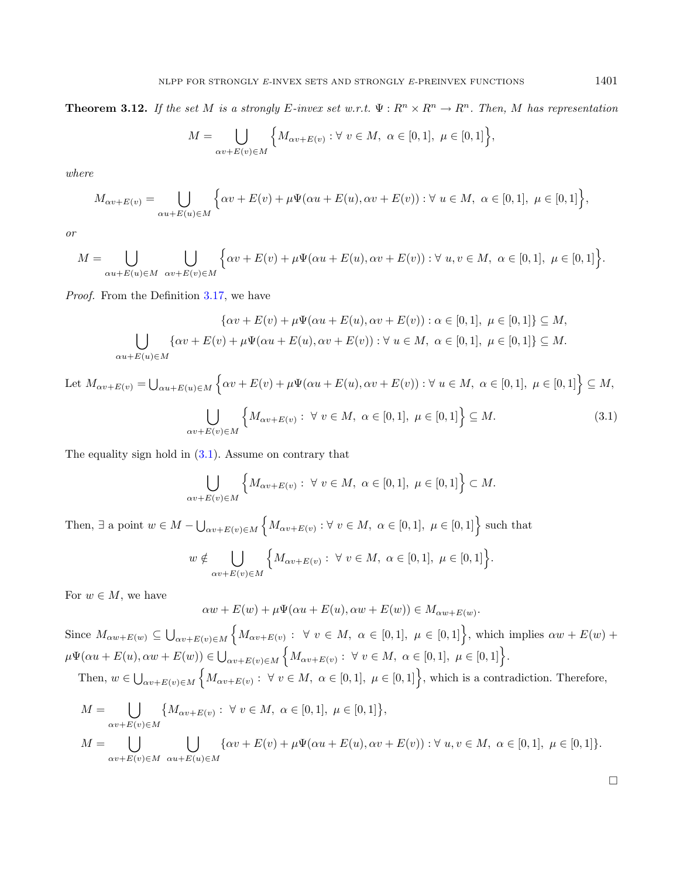**Theorem 3.12.** *If the set $M$ is a strongly $E$-invex set w.r.t. $\Psi : R^n \times R^n \to R^n$. Then, $M$ has representation*

$$M = \bigcup_{\alpha v + E(v) \in M} \Big\{ M_{\alpha v + E(v)} : \forall\ v \in M,\ \alpha \in [0,1],\ \mu \in [0,1] \Big\},$$

*where*

$$M_{\alpha v + E(v)} = \bigcup_{\alpha u + E(u) \in M} \Big\{ \alpha v + E(v) + \mu \Psi(\alpha u + E(u), \alpha v + E(v)) : \forall\ u \in M,\ \alpha \in [0,1],\ \mu \in [0,1] \Big\},$$

*or*

$$M = \bigcup_{\alpha u + E(u) \in M} \ \bigcup_{\alpha v + E(v) \in M} \Big\{ \alpha v + E(v) + \mu \Psi(\alpha u + E(u), \alpha v + E(v)) : \forall\ u, v \in M,\ \alpha \in [0,1],\ \mu \in [0,1] \Big\}.$$

*Proof.* From the Definition 3.17, we have

$$\{\alpha v + E(v) + \mu \Psi(\alpha u + E(u), \alpha v + E(v)) : \alpha \in [0,1],\ \mu \in [0,1]\} \subseteq M,$$

$$\bigcup_{\alpha u + E(u) \in M} \{\alpha v + E(v) + \mu \Psi(\alpha u + E(u), \alpha v + E(v)) : \forall\ u \in M,\ \alpha \in [0,1],\ \mu \in [0,1]\} \subseteq M.$$

Let $M_{\alpha v + E(v)} = \bigcup_{\alpha u + E(u) \in M} \Big\{ \alpha v + E(v) + \mu \Psi(\alpha u + E(u), \alpha v + E(v)) : \forall\ u \in M,\ \alpha \in [0,1],\ \mu \in [0,1] \Big\} \subseteq M$,

$$\bigcup_{\alpha v + E(v) \in M} \Big\{ M_{\alpha v + E(v)} :\ \forall\ v \in M,\ \alpha \in [0,1],\ \mu \in [0,1] \Big\} \subseteq M. \tag{3.1}$$

The equality sign hold in (3.1). Assume on contrary that

$$\bigcup_{\alpha v + E(v) \in M} \Big\{ M_{\alpha v + E(v)} :\ \forall\ v \in M,\ \alpha \in [0,1],\ \mu \in [0,1] \Big\} \subset M.$$

Then, $\exists$ a point $w \in M - \bigcup_{\alpha v + E(v) \in M} \Big\{ M_{\alpha v + E(v)} : \forall\ v \in M,\ \alpha \in [0,1],\ \mu \in [0,1] \Big\}$ such that

$$w \notin \bigcup_{\alpha v + E(v) \in M} \Big\{ M_{\alpha v + E(v)} :\ \forall\ v \in M,\ \alpha \in [0,1],\ \mu \in [0,1] \Big\}.$$

For $w \in M$, we have

$$\alpha w + E(w) + \mu \Psi(\alpha u + E(u), \alpha w + E(w)) \in M_{\alpha w + E(w)}.$$

Since $M_{\alpha w + E(w)} \subseteq \bigcup_{\alpha v + E(v) \in M} \Big\{ M_{\alpha v + E(v)} :\ \forall\ v \in M,\ \alpha \in [0,1],\ \mu \in [0,1] \Big\}$, which implies $\alpha w + E(w) + \mu \Psi(\alpha u + E(u), \alpha w + E(w)) \in \bigcup_{\alpha v + E(v) \in M} \Big\{ M_{\alpha v + E(v)} :\ \forall\ v \in M,\ \alpha \in [0,1],\ \mu \in [0,1] \Big\}$.

Then, $w \in \bigcup_{\alpha v + E(v) \in M} \Big\{ M_{\alpha v + E(v)} :\ \forall\ v \in M,\ \alpha \in [0,1],\ \mu \in [0,1] \Big\}$, which is a contradiction. Therefore,

$$M = \bigcup_{\alpha v + E(v) \in M} \big\{ M_{\alpha v + E(v)} :\ \forall\ v \in M,\ \alpha \in [0,1],\ \mu \in [0,1] \big\},$$

$$M = \bigcup_{\alpha v + E(v) \in M} \ \bigcup_{\alpha u + E(u) \in M} \{\alpha v + E(v) + \mu \Psi(\alpha u + E(u), \alpha v + E(v)) : \forall\ u, v \in M,\ \alpha \in [0,1],\ \mu \in [0,1]\}.$$

$\square$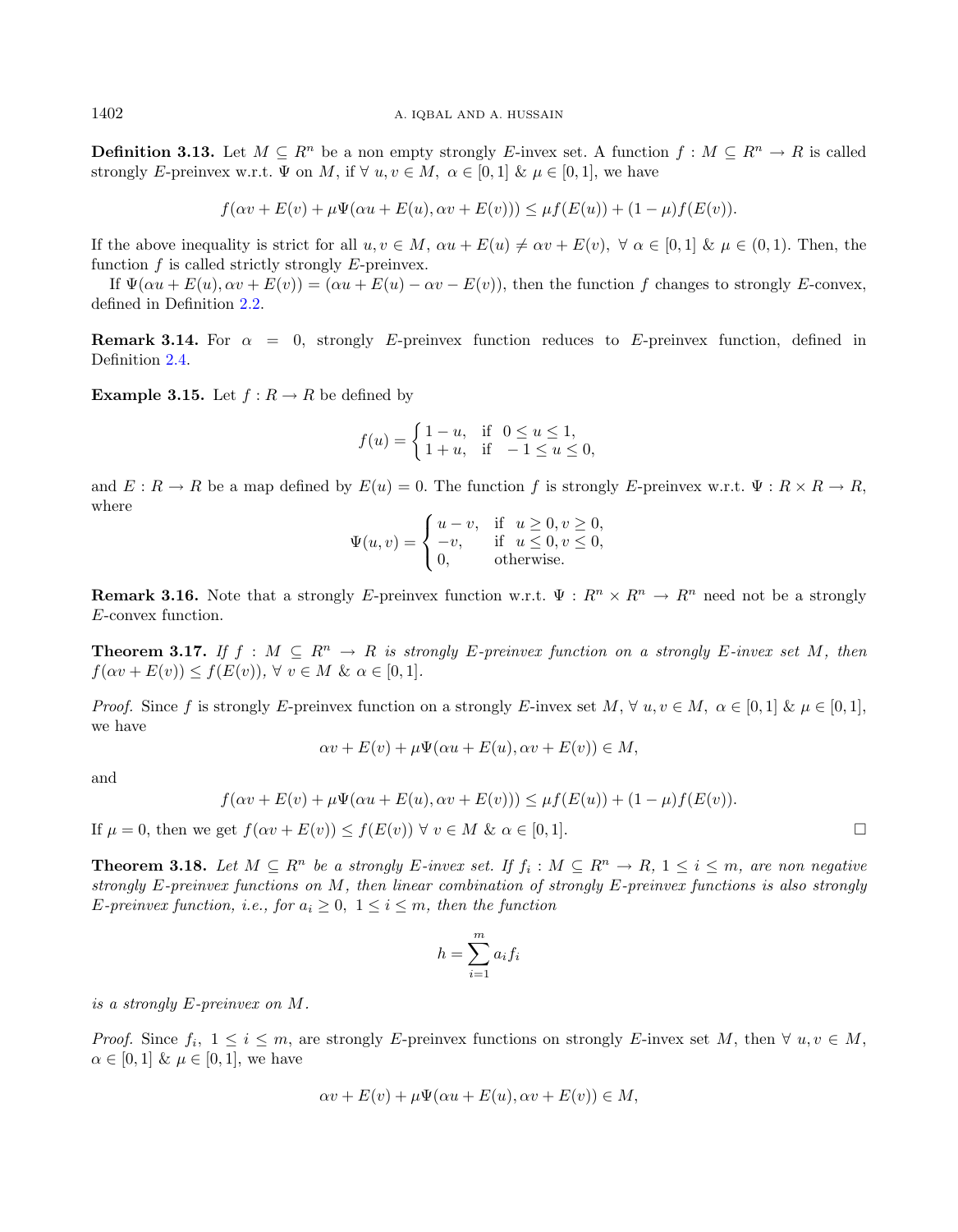**Definition 3.13.** Let $M \subseteq R^n$ be a non empty strongly $E$-invex set. A function $f : M \subseteq R^n \to R$ is called strongly $E$-preinvex w.r.t. $\Psi$ on $M$, if $\forall\ u, v \in M,\ \alpha \in [0, 1]\ \&\ \mu \in [0, 1]$, we have

$$f(\alpha v + E(v) + \mu\Psi(\alpha u + E(u), \alpha v + E(v))) \leq \mu f(E(u)) + (1 - \mu)f(E(v)).$$

If the above inequality is strict for all $u, v \in M$, $\alpha u + E(u) \neq \alpha v + E(v)$, $\forall\ \alpha \in [0, 1]\ \&\ \mu \in (0, 1)$. Then, the function $f$ is called strictly strongly $E$-preinvex.

If $\Psi(\alpha u + E(u), \alpha v + E(v)) = (\alpha u + E(u) - \alpha v - E(v))$, then the function $f$ changes to strongly $E$-convex, defined in Definition 2.2.

**Remark 3.14.** For $\alpha = 0$, strongly $E$-preinvex function reduces to $E$-preinvex function, defined in Definition 2.4.

**Example 3.15.** Let $f : R \to R$ be defined by

$$f(u) = \begin{cases} 1 - u, & \text{if } \ 0 \leq u \leq 1, \\ 1 + u, & \text{if } \ -1 \leq u \leq 0, \end{cases}$$

and $E : R \to R$ be a map defined by $E(u) = 0$. The function $f$ is strongly $E$-preinvex w.r.t. $\Psi : R \times R \to R$, where

$$\Psi(u, v) = \begin{cases} u - v, & \text{if } \ u \geq 0, v \geq 0, \\ -v, & \text{if } \ u \leq 0, v \leq 0, \\ 0, & \text{otherwise.} \end{cases}$$

**Remark 3.16.** Note that a strongly $E$-preinvex function w.r.t. $\Psi : R^n \times R^n \to R^n$ need not be a strongly $E$-convex function.

**Theorem 3.17.** *If $f : M \subseteq R^n \to R$ is strongly $E$-preinvex function on a strongly $E$-invex set $M$, then $f(\alpha v + E(v)) \leq f(E(v))$, $\forall\ v \in M\ \&\ \alpha \in [0, 1]$.*

*Proof.* Since $f$ is strongly $E$-preinvex function on a strongly $E$-invex set $M$, $\forall\ u, v \in M,\ \alpha \in [0, 1]\ \&\ \mu \in [0, 1]$, we have

$$\alpha v + E(v) + \mu\Psi(\alpha u + E(u), \alpha v + E(v)) \in M,$$

and

$$f(\alpha v + E(v) + \mu\Psi(\alpha u + E(u), \alpha v + E(v))) \leq \mu f(E(u)) + (1 - \mu)f(E(v)).$$

If $\mu = 0$, then we get $f(\alpha v + E(v)) \leq f(E(v))\ \forall\ v \in M\ \&\ \alpha \in [0, 1]$. □

**Theorem 3.18.** *Let $M \subseteq R^n$ be a strongly $E$-invex set. If $f_i : M \subseteq R^n \to R$, $1 \leq i \leq m$, are non negative strongly $E$-preinvex functions on $M$, then linear combination of strongly $E$-preinvex functions is also strongly $E$-preinvex function, i.e., for $a_i \geq 0$, $1 \leq i \leq m$, then the function*

$$h = \sum_{i=1}^{m} a_i f_i$$

*is a strongly $E$-preinvex on $M$.*

*Proof.* Since $f_i$, $1 \leq i \leq m$, are strongly $E$-preinvex functions on strongly $E$-invex set $M$, then $\forall\ u, v \in M$, $\alpha \in [0, 1]\ \&\ \mu \in [0, 1]$, we have

$$\alpha v + E(v) + \mu\Psi(\alpha u + E(u), \alpha v + E(v)) \in M,$$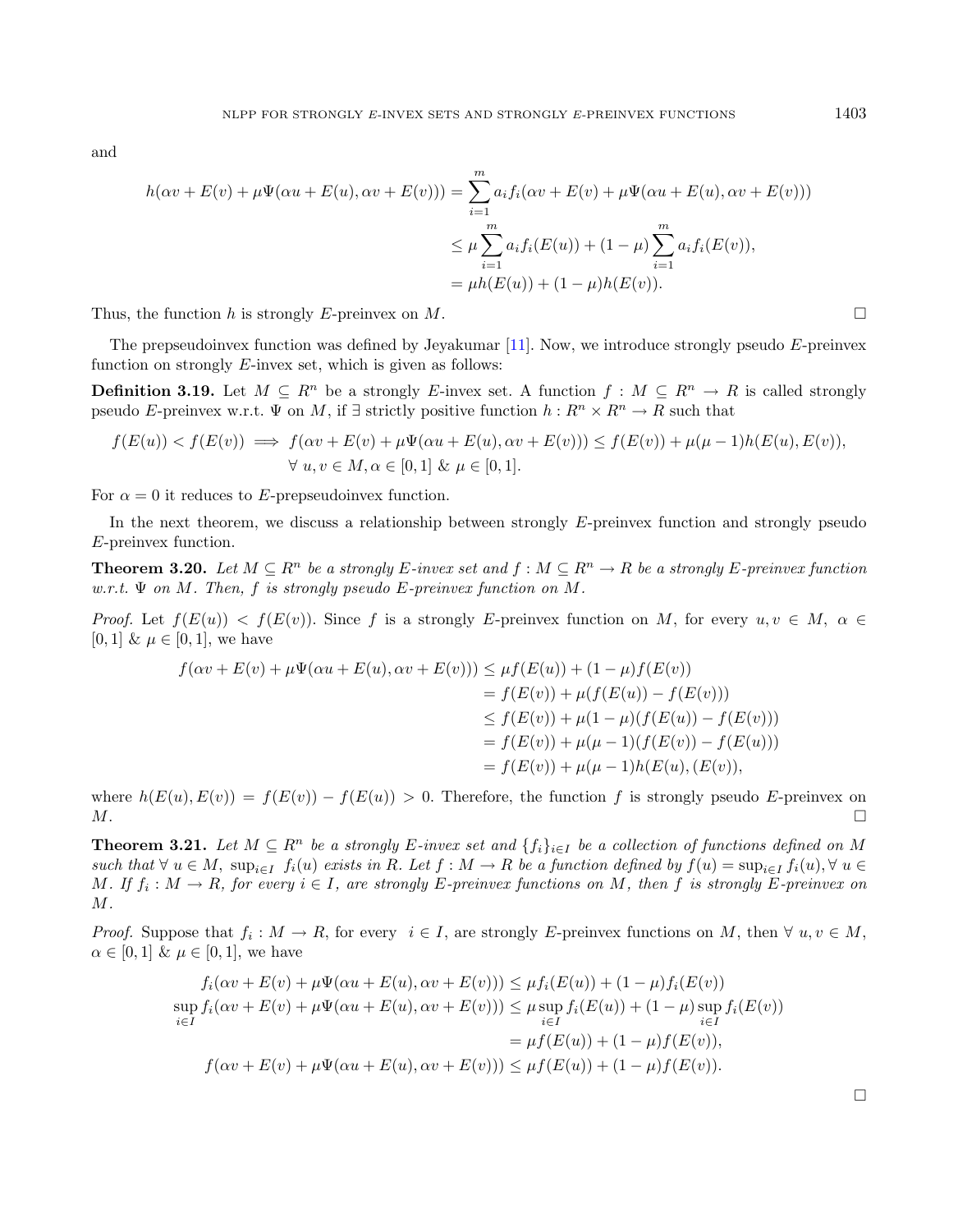and

$$
\begin{aligned}
h(\alpha v+E(v)+\mu\Psi(\alpha u+E(u),\alpha v+E(v))) &= \sum_{i=1}^{m} a_i f_i(\alpha v+E(v)+\mu\Psi(\alpha u+E(u),\alpha v+E(v)))\\
&\le \mu\sum_{i=1}^{m} a_i f_i(E(u)) + (1-\mu)\sum_{i=1}^{m} a_i f_i(E(v)),\\
&= \mu h(E(u)) + (1-\mu)h(E(v)).
\end{aligned}
$$

Thus, the function $h$ is strongly $E$-preinvex on $M$. □

The prepseudoinvex function was defined by Jeyakumar [11]. Now, we introduce strongly pseudo $E$-preinvex function on strongly $E$-invex set, which is given as follows:

**Definition 3.19.** Let $M \subseteq R^n$ be a strongly $E$-invex set. A function $f : M \subseteq R^n \to R$ is called strongly pseudo $E$-preinvex w.r.t. $\Psi$ on $M$, if $\exists$ strictly positive function $h : R^n \times R^n \to R$ such that

$$
f(E(u)) < f(E(v)) \implies f(\alpha v+E(v)+\mu\Psi(\alpha u+E(u),\alpha v+E(v))) \le f(E(v)) + \mu(\mu-1)h(E(u),E(v)),
$$
$$
\forall\, u, v \in M, \alpha \in [0,1] \;\&\; \mu \in [0,1].
$$

For $\alpha = 0$ it reduces to $E$-prepseudoinvex function.

In the next theorem, we discuss a relationship between strongly $E$-preinvex function and strongly pseudo $E$-preinvex function.

**Theorem 3.20.** *Let $M \subseteq R^n$ be a strongly $E$-invex set and $f : M \subseteq R^n \to R$ be a strongly $E$-preinvex function w.r.t. $\Psi$ on $M$. Then, $f$ is strongly pseudo $E$-preinvex function on $M$.*

*Proof.* Let $f(E(u)) < f(E(v))$. Since $f$ is a strongly $E$-preinvex function on $M$, for every $u, v \in M$, $\alpha \in [0,1]$ & $\mu \in [0,1]$, we have

$$
\begin{aligned}
f(\alpha v+E(v)+\mu\Psi(\alpha u+E(u),\alpha v+E(v))) &\le \mu f(E(u)) + (1-\mu)f(E(v))\\
&= f(E(v)) + \mu(f(E(u)) - f(E(v)))\\
&\le f(E(v)) + \mu(1-\mu)(f(E(u)) - f(E(v)))\\
&= f(E(v)) + \mu(\mu-1)(f(E(v)) - f(E(u)))\\
&= f(E(v)) + \mu(\mu-1)h(E(u),(E(v)),
\end{aligned}
$$

where $h(E(u),E(v)) = f(E(v)) - f(E(u)) > 0$. Therefore, the function $f$ is strongly pseudo $E$-preinvex on $M$. □

**Theorem 3.21.** *Let $M \subseteq R^n$ be a strongly $E$-invex set and $\{f_i\}_{i\in I}$ be a collection of functions defined on $M$ such that $\forall\, u \in M$, $\sup_{i\in I}\; f_i(u)$ exists in $R$. Let $f : M \to R$ be a function defined by $f(u) = \sup_{i\in I} f_i(u), \forall\, u \in M$. If $f_i : M \to R$, for every $i \in I$, are strongly $E$-preinvex functions on $M$, then $f$ is strongly $E$-preinvex on $M$.*

*Proof.* Suppose that $f_i : M \to R$, for every $i \in I$, are strongly $E$-preinvex functions on $M$, then $\forall\, u, v \in M$, $\alpha \in [0,1]$ & $\mu \in [0,1]$, we have

$$
\begin{aligned}
f_i(\alpha v+E(v)+\mu\Psi(\alpha u+E(u),\alpha v+E(v))) &\le \mu f_i(E(u)) + (1-\mu)f_i(E(v))\\
\sup_{i\in I} f_i(\alpha v+E(v)+\mu\Psi(\alpha u+E(u),\alpha v+E(v))) &\le \mu \sup_{i\in I} f_i(E(u)) + (1-\mu)\sup_{i\in I} f_i(E(v))\\
&= \mu f(E(u)) + (1-\mu)f(E(v)),\\
f(\alpha v+E(v)+\mu\Psi(\alpha u+E(u),\alpha v+E(v))) &\le \mu f(E(u)) + (1-\mu)f(E(v)).
\end{aligned}
$$

□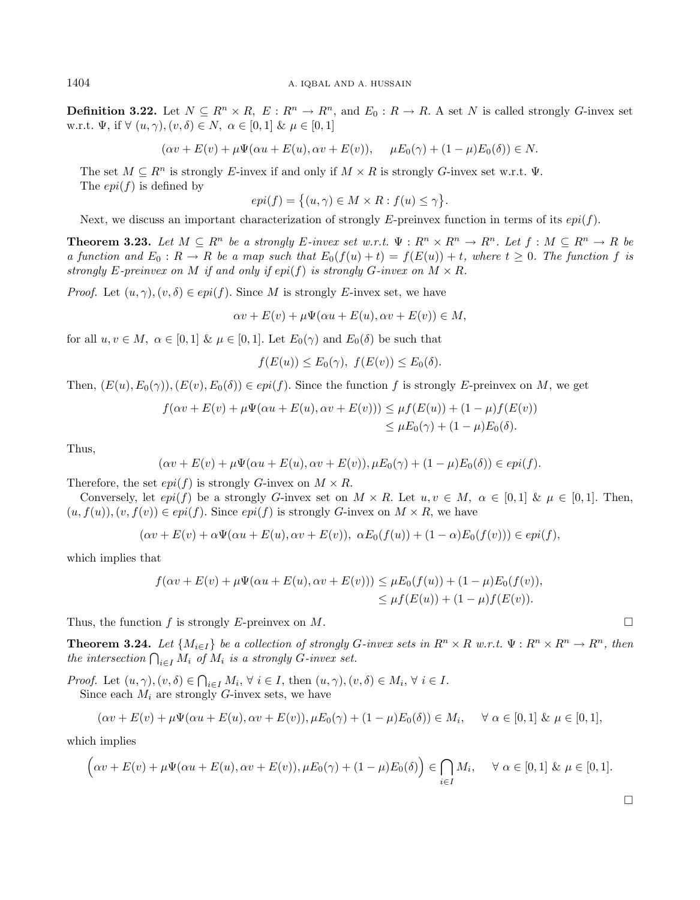**Definition 3.22.** Let $N \subseteq R^n \times R$, $E : R^n \to R^n$, and $E_0 : R \to R$. A set $N$ is called strongly $G$-invex set w.r.t. $\Psi$, if $\forall\ (u,\gamma),(v,\delta) \in N$, $\alpha \in [0,1]$ & $\mu \in [0,1]$

$$(\alpha v + E(v) + \mu\Psi(\alpha u + E(u), \alpha v + E(v)), \quad \mu E_0(\gamma) + (1-\mu)E_0(\delta)) \in N.$$

The set $M \subseteq R^n$ is strongly $E$-invex if and only if $M \times R$ is strongly $G$-invex set w.r.t. $\Psi$.

The $epi(f)$ is defined by

$$epi(f) = \big\{(u,\gamma) \in M \times R : f(u) \leq \gamma\big\}.$$

Next, we discuss an important characterization of strongly $E$-preinvex function in terms of its $epi(f)$.

**Theorem 3.23.** *Let $M \subseteq R^n$ be a strongly $E$-invex set w.r.t. $\Psi : R^n \times R^n \to R^n$. Let $f : M \subseteq R^n \to R$ be a function and $E_0 : R \to R$ be a map such that $E_0(f(u)+t) = f(E(u)) + t$, where $t \geq 0$. The function $f$ is strongly $E$-preinvex on $M$ if and only if $epi(f)$ is strongly $G$-invex on $M \times R$.*

*Proof.* Let $(u,\gamma),(v,\delta) \in epi(f)$. Since $M$ is strongly $E$-invex set, we have

$$\alpha v + E(v) + \mu\Psi(\alpha u + E(u), \alpha v + E(v)) \in M,$$

for all $u, v \in M$, $\alpha \in [0,1]$ & $\mu \in [0,1]$. Let $E_0(\gamma)$ and $E_0(\delta)$ be such that

$$f(E(u)) \leq E_0(\gamma),\ f(E(v)) \leq E_0(\delta).$$

Then, $(E(u), E_0(\gamma)), (E(v), E_0(\delta)) \in epi(f)$. Since the function $f$ is strongly $E$-preinvex on $M$, we get

$$\begin{aligned} f(\alpha v + E(v) + \mu\Psi(\alpha u + E(u), \alpha v + E(v))) &\leq \mu f(E(u)) + (1-\mu)f(E(v)) \\ &\leq \mu E_0(\gamma) + (1-\mu)E_0(\delta). \end{aligned}$$

Thus,

$$(\alpha v + E(v) + \mu\Psi(\alpha u + E(u), \alpha v + E(v)), \mu E_0(\gamma) + (1-\mu)E_0(\delta)) \in epi(f).$$

Therefore, the set $epi(f)$ is strongly $G$-invex on $M \times R$.

Conversely, let $epi(f)$ be a strongly $G$-invex set on $M \times R$. Let $u, v \in M$, $\alpha \in [0,1]$ & $\mu \in [0,1]$. Then, $(u, f(u)), (v, f(v)) \in epi(f)$. Since $epi(f)$ is strongly $G$-invex on $M \times R$, we have

$$(\alpha v + E(v) + \alpha\Psi(\alpha u + E(u), \alpha v + E(v)),\ \alpha E_0(f(u)) + (1-\alpha)E_0(f(v))) \in epi(f),$$

which implies that

$$\begin{aligned} f(\alpha v + E(v) + \mu\Psi(\alpha u + E(u), \alpha v + E(v))) &\leq \mu E_0(f(u)) + (1-\mu)E_0(f(v)), \\ &\leq \mu f(E(u)) + (1-\mu)f(E(v)). \end{aligned}$$

Thus, the function $f$ is strongly $E$-preinvex on $M$. $\square$

**Theorem 3.24.** *Let $\{M_{i\in I}\}$ be a collection of strongly $G$-invex sets in $R^n \times R$ w.r.t. $\Psi : R^n \times R^n \to R^n$, then the intersection $\bigcap_{i\in I} M_i$ of $M_i$ is a strongly $G$-invex set.*

*Proof.* Let $(u,\gamma),(v,\delta) \in \bigcap_{i\in I} M_i$, $\forall\ i \in I$, then $(u,\gamma),(v,\delta) \in M_i$, $\forall\ i \in I$.

Since each $M_i$ are strongly $G$-invex sets, we have

$$(\alpha v + E(v) + \mu\Psi(\alpha u + E(u), \alpha v + E(v)), \mu E_0(\gamma) + (1-\mu)E_0(\delta)) \in M_i, \quad \forall\ \alpha \in [0,1]\ \&\ \mu \in [0,1],$$

which implies

$$\Big(\alpha v + E(v) + \mu\Psi(\alpha u + E(u), \alpha v + E(v)), \mu E_0(\gamma) + (1-\mu)E_0(\delta)\Big) \in \bigcap_{i\in I} M_i, \quad \forall\ \alpha \in [0,1]\ \&\ \mu \in [0,1].$$

$\square$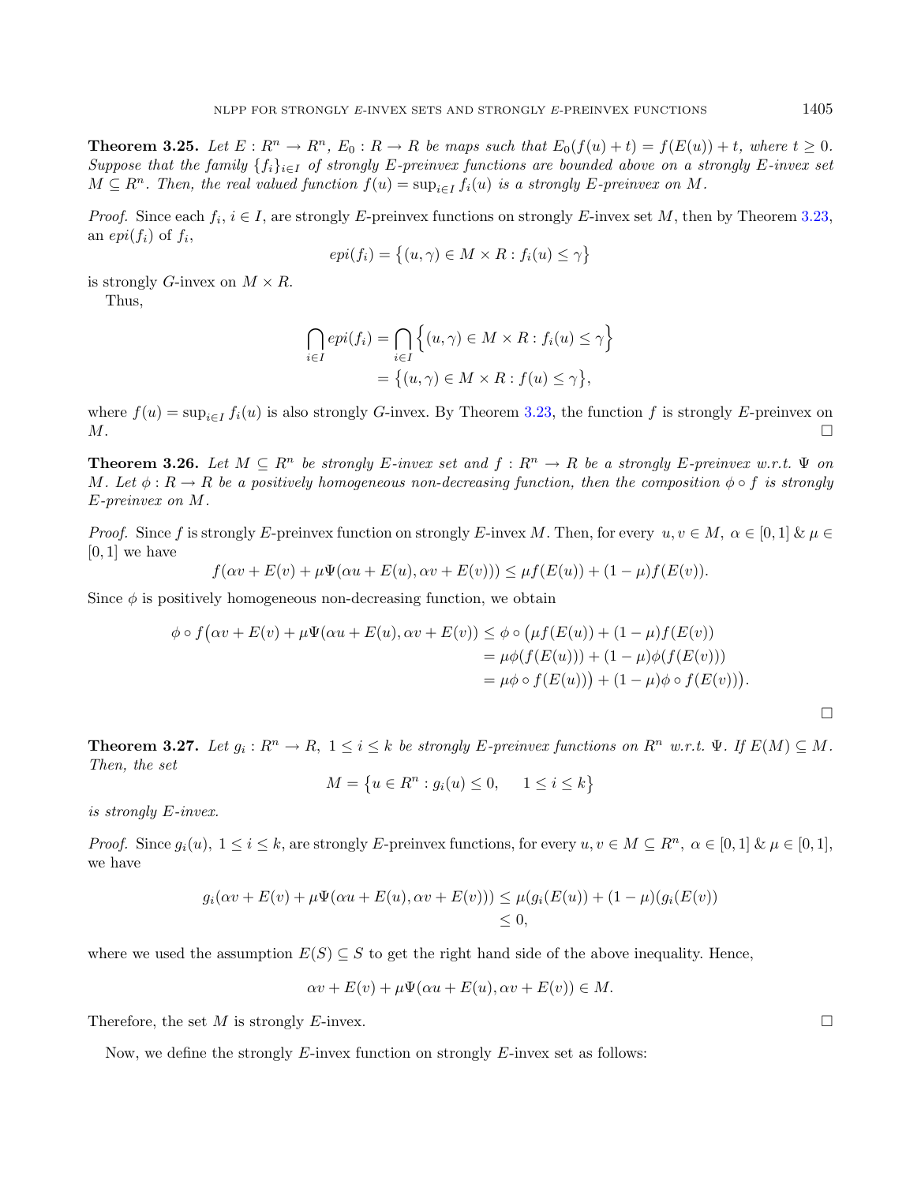**Theorem 3.25.** *Let $E : R^n \to R^n$, $E_0 : R \to R$ be maps such that $E_0(f(u)+t) = f(E(u)) + t$, where $t \geq 0$. Suppose that the family $\{f_i\}_{i\in I}$ of strongly $E$-preinvex functions are bounded above on a strongly $E$-invex set $M \subseteq R^n$. Then, the real valued function $f(u) = \sup_{i\in I} f_i(u)$ is a strongly $E$-preinvex on $M$.*

*Proof.* Since each $f_i$, $i \in I$, are strongly $E$-preinvex functions on strongly $E$-invex set $M$, then by Theorem 3.23, an $epi(f_i)$ of $f_i$,

$$epi(f_i) = \big\{(u,\gamma) \in M \times R : f_i(u) \leq \gamma\big\}$$

is strongly $G$-invex on $M \times R$.

Thus,

$$\begin{aligned}\bigcap_{i\in I} epi(f_i) &= \bigcap_{i\in I} \Big\{(u,\gamma) \in M \times R : f_i(u) \leq \gamma\Big\}\\ &= \big\{(u,\gamma) \in M \times R : f(u) \leq \gamma\big\},\end{aligned}$$

where $f(u) = \sup_{i\in I} f_i(u)$ is also strongly $G$-invex. By Theorem 3.23, the function $f$ is strongly $E$-preinvex on $M$. □

**Theorem 3.26.** *Let $M \subseteq R^n$ be strongly $E$-invex set and $f : R^n \to R$ be a strongly $E$-preinvex w.r.t. $\Psi$ on $M$. Let $\phi : R \to R$ be a positively homogeneous non-decreasing function, then the composition $\phi \circ f$ is strongly $E$-preinvex on $M$.*

*Proof.* Since $f$ is strongly $E$-preinvex function on strongly $E$-invex $M$. Then, for every $u, v \in M$, $\alpha \in [0,1]$ & $\mu \in [0,1]$ we have

$$f(\alpha v + E(v) + \mu\Psi(\alpha u + E(u), \alpha v + E(v))) \leq \mu f(E(u)) + (1-\mu) f(E(v)).$$

Since $\phi$ is positively homogeneous non-decreasing function, we obtain

$$\begin{aligned}\phi \circ f\big(\alpha v + E(v) + \mu\Psi(\alpha u + E(u), \alpha v + E(v)\big) &\leq \phi \circ \big(\mu f(E(u)) + (1-\mu) f(E(v))\big)\\ &= \mu\phi(f(E(u))) + (1-\mu)\phi(f(E(v)))\\ &= \mu\phi \circ f(E(u))\big) + (1-\mu)\phi \circ f(E(v))\big).\end{aligned}$$

□

**Theorem 3.27.** *Let $g_i : R^n \to R$, $1 \leq i \leq k$ be strongly $E$-preinvex functions on $R^n$ w.r.t. $\Psi$. If $E(M) \subseteq M$. Then, the set*

$$M = \big\{u \in R^n : g_i(u) \leq 0, \quad 1 \leq i \leq k\big\}$$

*is strongly $E$-invex.*

*Proof.* Since $g_i(u)$, $1 \leq i \leq k$, are strongly $E$-preinvex functions, for every $u, v \in M \subseteq R^n$, $\alpha \in [0,1]$ & $\mu \in [0,1]$, we have

$$\begin{aligned}g_i(\alpha v + E(v) + \mu\Psi(\alpha u + E(u), \alpha v + E(v))) &\leq \mu(g_i(E(u)) + (1-\mu)(g_i(E(v))\\ &\leq 0,\end{aligned}$$

where we used the assumption $E(S) \subseteq S$ to get the right hand side of the above inequality. Hence,

$$\alpha v + E(v) + \mu\Psi(\alpha u + E(u), \alpha v + E(v)) \in M.$$

Therefore, the set $M$ is strongly $E$-invex. □

Now, we define the strongly $E$-invex function on strongly $E$-invex set as follows: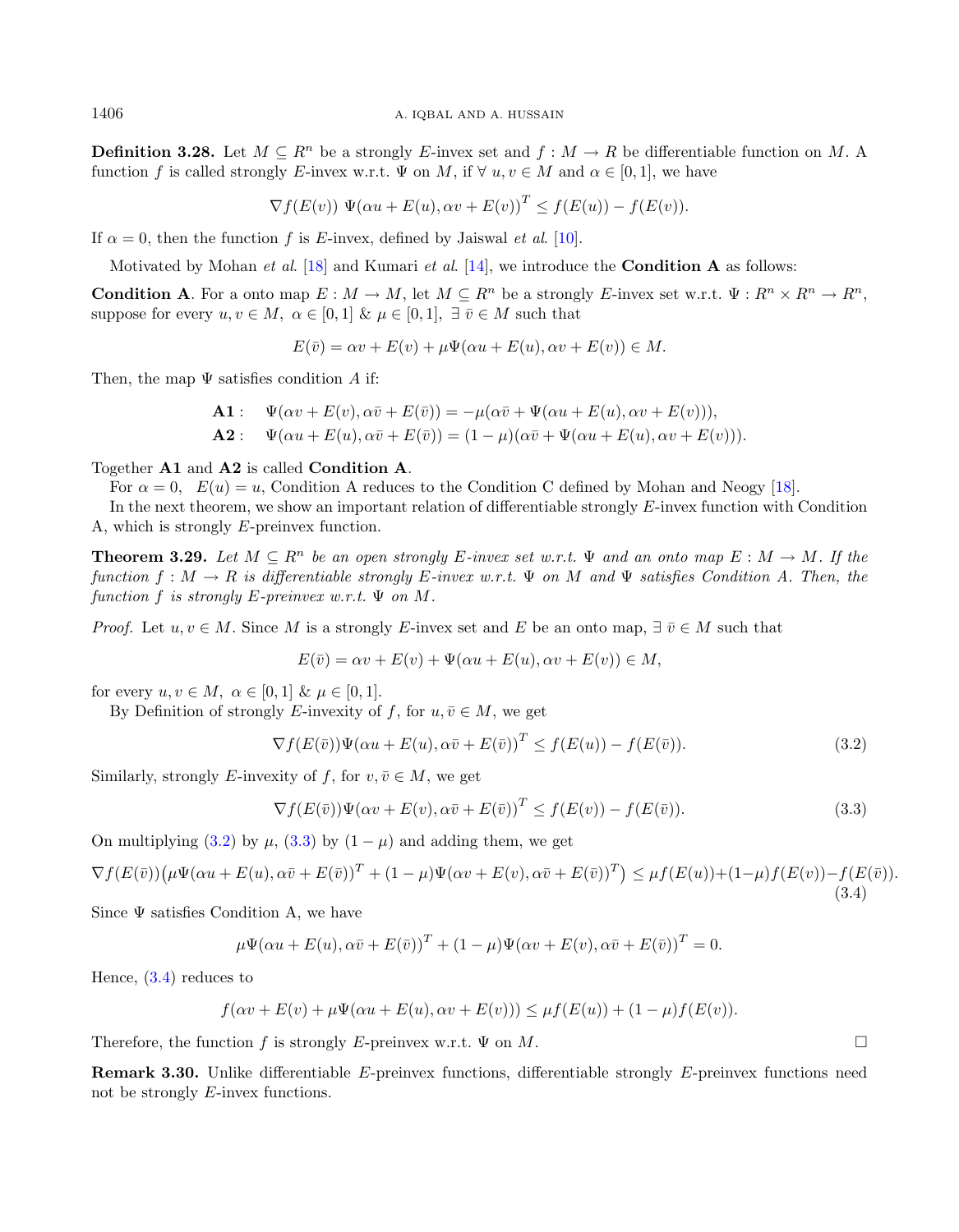**Definition 3.28.** Let $M \subseteq R^n$ be a strongly $E$-invex set and $f : M \to R$ be differentiable function on $M$. A function $f$ is called strongly $E$-invex w.r.t. $\Psi$ on $M$, if $\forall\ u, v \in M$ and $\alpha \in [0, 1]$, we have

$$\nabla f(E(v))\ \Psi(\alpha u + E(u), \alpha v + E(v))^T \leq f(E(u)) - f(E(v)).$$

If $\alpha = 0$, then the function $f$ is $E$-invex, defined by Jaiswal *et al.* [10].

Motivated by Mohan *et al.* [18] and Kumari *et al.* [14], we introduce the **Condition A** as follows:

**Condition A**. For a onto map $E : M \to M$, let $M \subseteq R^n$ be a strongly $E$-invex set w.r.t. $\Psi : R^n \times R^n \to R^n$, suppose for every $u, v \in M,\ \alpha \in [0, 1]\ \&\ \mu \in [0, 1],\ \exists\ \bar{v} \in M$ such that

$$E(\bar{v}) = \alpha v + E(v) + \mu \Psi(\alpha u + E(u), \alpha v + E(v)) \in M.$$

Then, the map $\Psi$ satisfies condition $A$ if:

$$\begin{aligned}
\mathbf{A1}: \quad & \Psi(\alpha v + E(v), \alpha \bar{v} + E(\bar{v})) = -\mu(\alpha \bar{v} + \Psi(\alpha u + E(u), \alpha v + E(v))),\\
\mathbf{A2}: \quad & \Psi(\alpha u + E(u), \alpha \bar{v} + E(\bar{v})) = (1 - \mu)(\alpha \bar{v} + \Psi(\alpha u + E(u), \alpha v + E(v))).
\end{aligned}$$

Together **A1** and **A2** is called **Condition A**.

For $\alpha = 0,\ \ E(u) = u$, Condition A reduces to the Condition C defined by Mohan and Neogy [18].

In the next theorem, we show an important relation of differentiable strongly $E$-invex function with Condition A, which is strongly $E$-preinvex function.

**Theorem 3.29.** *Let $M \subseteq R^n$ be an open strongly $E$-invex set w.r.t. $\Psi$ and an onto map $E : M \to M$. If the function $f : M \to R$ is differentiable strongly $E$-invex w.r.t. $\Psi$ on $M$ and $\Psi$ satisfies Condition A. Then, the function $f$ is strongly $E$-preinvex w.r.t. $\Psi$ on $M$.*

*Proof.* Let $u, v \in M$. Since $M$ is a strongly $E$-invex set and $E$ be an onto map, $\exists\ \bar{v} \in M$ such that

$$E(\bar{v}) = \alpha v + E(v) + \Psi(\alpha u + E(u), \alpha v + E(v)) \in M,$$

for every $u, v \in M,\ \alpha \in [0, 1]\ \&\ \mu \in [0, 1]$.

By Definition of strongly $E$-invexity of $f$, for $u, \bar{v} \in M$, we get

$$\nabla f(E(\bar{v}))\Psi(\alpha u + E(u), \alpha \bar{v} + E(\bar{v}))^T \leq f(E(u)) - f(E(\bar{v})). \tag{3.2}$$

Similarly, strongly $E$-invexity of $f$, for $v, \bar{v} \in M$, we get

$$\nabla f(E(\bar{v}))\Psi(\alpha v + E(v), \alpha \bar{v} + E(\bar{v}))^T \leq f(E(v)) - f(E(\bar{v})). \tag{3.3}$$

On multiplying (3.2) by $\mu$, (3.3) by $(1 - \mu)$ and adding them, we get

$$\nabla f(E(\bar{v}))\big(\mu \Psi(\alpha u + E(u), \alpha \bar{v} + E(\bar{v}))^T + (1 - \mu)\Psi(\alpha v + E(v), \alpha \bar{v} + E(\bar{v}))^T\big) \leq \mu f(E(u)) + (1 - \mu) f(E(v)) - f(E(\bar{v})). \tag{3.4}$$

Since $\Psi$ satisfies Condition A, we have

$$\mu \Psi(\alpha u + E(u), \alpha \bar{v} + E(\bar{v}))^T + (1 - \mu)\Psi(\alpha v + E(v), \alpha \bar{v} + E(\bar{v}))^T = 0.$$

Hence, (3.4) reduces to

$$f(\alpha v + E(v) + \mu \Psi(\alpha u + E(u), \alpha v + E(v))) \leq \mu f(E(u)) + (1 - \mu) f(E(v)).$$

Therefore, the function $f$ is strongly $E$-preinvex w.r.t. $\Psi$ on $M$. □

**Remark 3.30.** Unlike differentiable $E$-preinvex functions, differentiable strongly $E$-preinvex functions need not be strongly $E$-invex functions.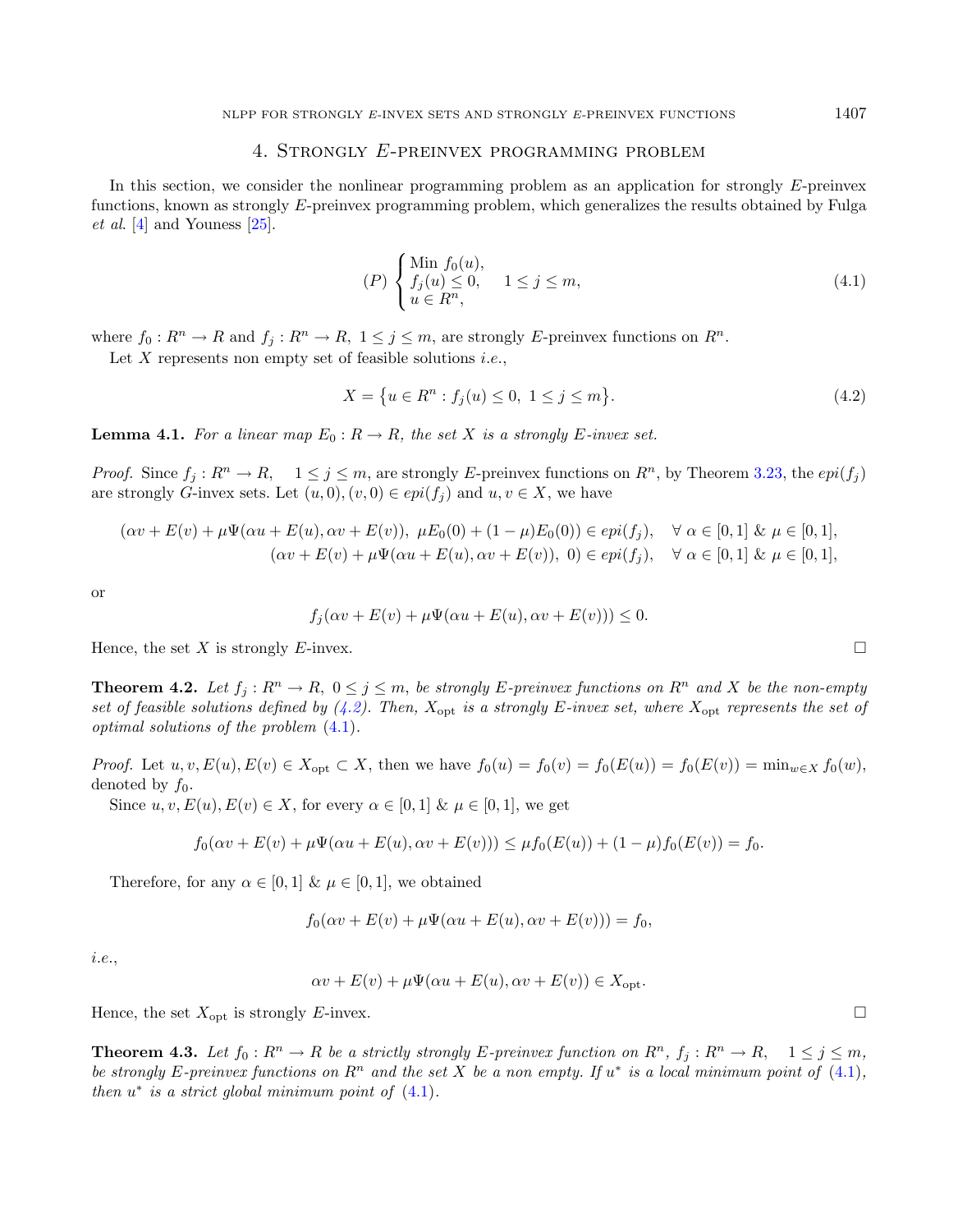## 4. Strongly $E$-preinvex programming problem

In this section, we consider the nonlinear programming problem as an application for strongly $E$-preinvex functions, known as strongly $E$-preinvex programming problem, which generalizes the results obtained by Fulga *et al.* [4] and Youness [25].

$$
(P)\begin{cases}\text{Min } f_0(u),\\ f_j(u) \leq 0, \quad 1 \leq j \leq m,\\ u \in R^n,\end{cases} \tag{4.1}
$$

where $f_0 : R^n \to R$ and $f_j : R^n \to R,\ 1 \leq j \leq m$, are strongly $E$-preinvex functions on $R^n$.

Let $X$ represents non empty set of feasible solutions *i.e.*,

$$
X = \{u \in R^n : f_j(u) \leq 0,\ 1 \leq j \leq m\}. \tag{4.2}
$$

**Lemma 4.1.** *For a linear map $E_0 : R \to R$, the set $X$ is a strongly $E$-invex set.*

*Proof.* Since $f_j : R^n \to R, \quad 1 \leq j \leq m$, are strongly $E$-preinvex functions on $R^n$, by Theorem 3.23, the $epi(f_j)$ are strongly $G$-invex sets. Let $(u, 0), (v, 0) \in epi(f_j)$ and $u, v \in X$, we have

$$
(\alpha v + E(v) + \mu\Psi(\alpha u + E(u), \alpha v + E(v)),\ \mu E_0(0) + (1-\mu)E_0(0)) \in epi(f_j), \quad \forall\ \alpha \in [0,1]\ \&\ \mu \in [0,1],
$$
$$
(\alpha v + E(v) + \mu\Psi(\alpha u + E(u), \alpha v + E(v)),\ 0) \in epi(f_j), \quad \forall\ \alpha \in [0,1]\ \&\ \mu \in [0,1],
$$

or

$$
f_j(\alpha v + E(v) + \mu\Psi(\alpha u + E(u), \alpha v + E(v))) \leq 0.
$$

Hence, the set $X$ is strongly $E$-invex. $\square$

**Theorem 4.2.** *Let $f_j : R^n \to R,\ 0 \leq j \leq m$, be strongly $E$-preinvex functions on $R^n$ and $X$ be the non-empty set of feasible solutions defined by (4.2). Then, $X_{\text{opt}}$ is a strongly $E$-invex set, where $X_{\text{opt}}$ represents the set of optimal solutions of the problem (4.1).*

*Proof.* Let $u, v, E(u), E(v) \in X_{\text{opt}} \subset X$, then we have $f_0(u) = f_0(v) = f_0(E(u)) = f_0(E(v)) = \min_{w \in X} f_0(w)$, denoted by $f_0$.

Since $u, v, E(u), E(v) \in X$, for every $\alpha \in [0,1]\ \&\ \mu \in [0,1]$, we get

$$
f_0(\alpha v + E(v) + \mu\Psi(\alpha u + E(u), \alpha v + E(v))) \leq \mu f_0(E(u)) + (1-\mu) f_0(E(v)) = f_0.
$$

Therefore, for any $\alpha \in [0,1]\ \&\ \mu \in [0,1]$, we obtained

$$
f_0(\alpha v + E(v) + \mu\Psi(\alpha u + E(u), \alpha v + E(v))) = f_0,
$$

*i.e.*,

$$
\alpha v + E(v) + \mu\Psi(\alpha u + E(u), \alpha v + E(v)) \in X_{\text{opt}}.
$$

Hence, the set $X_{\text{opt}}$ is strongly $E$-invex. $\square$

**Theorem 4.3.** *Let $f_0 : R^n \to R$ be a strictly strongly $E$-preinvex function on $R^n$, $f_j : R^n \to R, \quad 1 \leq j \leq m$, be strongly $E$-preinvex functions on $R^n$ and the set $X$ be a non empty. If $u^*$ is a local minimum point of (4.1), then $u^*$ is a strict global minimum point of (4.1).*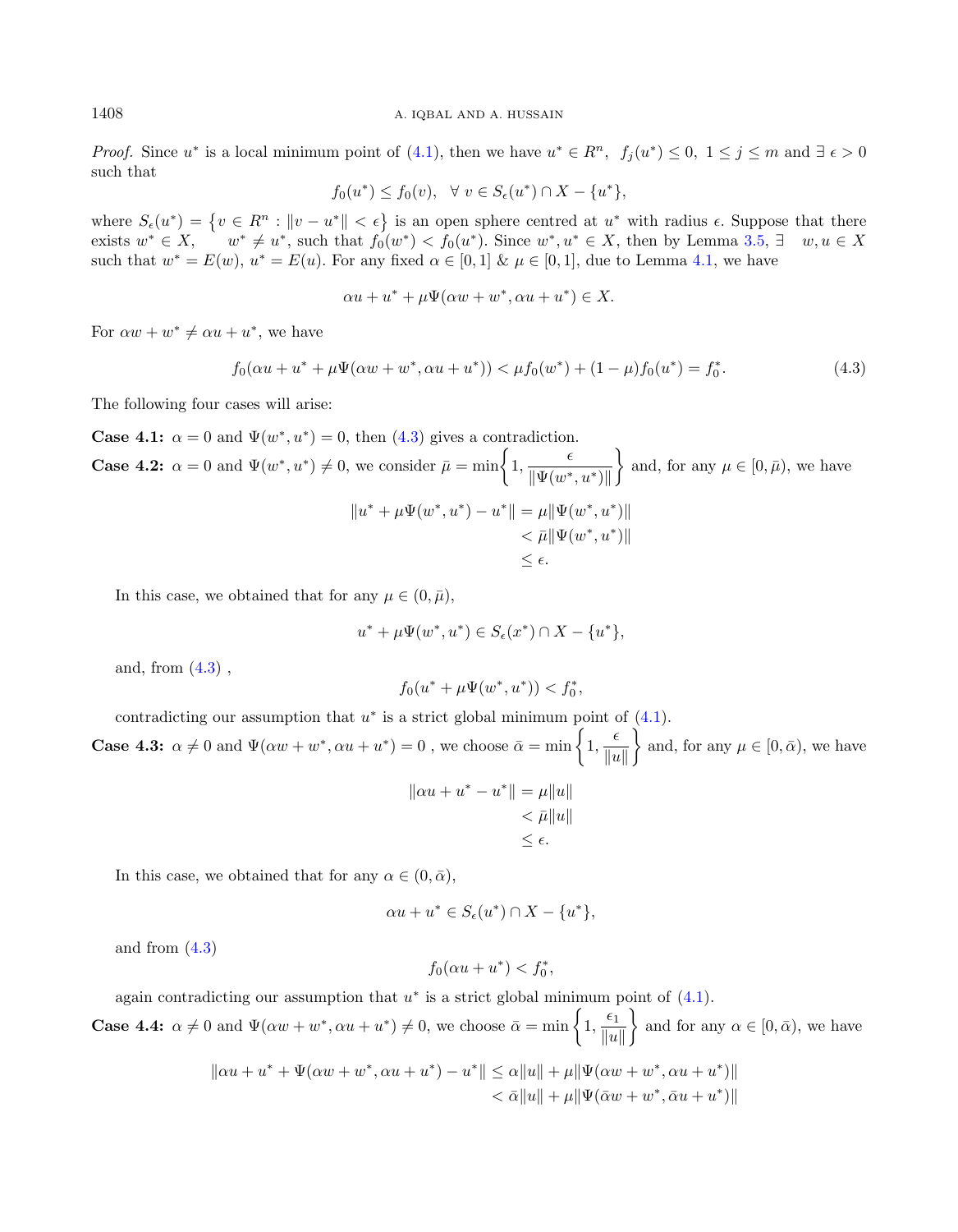*Proof.* Since $u^*$ is a local minimum point of (4.1), then we have $u^* \in R^n$, $f_j(u^*) \le 0$, $1 \le j \le m$ and $\exists\ \epsilon > 0$ such that

$$f_0(u^*) \le f_0(v), \quad \forall\ v \in S_\epsilon(u^*) \cap X - \{u^*\},$$

where $S_\epsilon(u^*) = \{v \in R^n : \|v - u^*\| < \epsilon\}$ is an open sphere centred at $u^*$ with radius $\epsilon$. Suppose that there exists $w^* \in X$, $\quad w^* \ne u^*$, such that $f_0(w^*) < f_0(u^*)$. Since $w^*, u^* \in X$, then by Lemma 3.5, $\exists \quad w, u \in X$ such that $w^* = E(w)$, $u^* = E(u)$. For any fixed $\alpha \in [0,1]$ & $\mu \in [0,1]$, due to Lemma 4.1, we have

$$\alpha u + u^* + \mu\Psi(\alpha w + w^*, \alpha u + u^*) \in X.$$

For $\alpha w + w^* \ne \alpha u + u^*$, we have

$$f_0(\alpha u + u^* + \mu\Psi(\alpha w + w^*, \alpha u + u^*)) < \mu f_0(w^*) + (1-\mu) f_0(u^*) = f_0^*. \tag{4.3}$$

The following four cases will arise:

**Case 4.1:** $\alpha = 0$ and $\Psi(w^*, u^*) = 0$, then (4.3) gives a contradiction.

**Case 4.2:** $\alpha = 0$ and $\Psi(w^*, u^*) \ne 0$, we consider $\bar{\mu} = \min\left\{1, \dfrac{\epsilon}{\|\Psi(w^*, u^*)\|}\right\}$ and, for any $\mu \in [0, \bar{\mu})$, we have

$$\begin{aligned}\|u^* + \mu\Psi(w^*, u^*) - u^*\| &= \mu\|\Psi(w^*, u^*)\| \\ &< \bar{\mu}\|\Psi(w^*, u^*)\| \\ &\le \epsilon.\end{aligned}$$

In this case, we obtained that for any $\mu \in (0, \bar{\mu})$,

$$u^* + \mu\Psi(w^*, u^*) \in S_\epsilon(x^*) \cap X - \{u^*\},$$

and, from (4.3) ,

$$f_0(u^* + \mu\Psi(w^*, u^*)) < f_0^*,$$

contradicting our assumption that $u^*$ is a strict global minimum point of (4.1).

**Case 4.3:** $\alpha \ne 0$ and $\Psi(\alpha w + w^*, \alpha u + u^*) = 0$ , we choose $\bar{\alpha} = \min\left\{1, \dfrac{\epsilon}{\|u\|}\right\}$ and, for any $\mu \in [0, \bar{\alpha})$, we have

$$\begin{aligned}\|\alpha u + u^* - u^*\| &= \mu\|u\| \\ &< \bar{\mu}\|u\| \\ &\le \epsilon.\end{aligned}$$

In this case, we obtained that for any $\alpha \in (0, \bar{\alpha})$,

$$\alpha u + u^* \in S_\epsilon(u^*) \cap X - \{u^*\},$$

and from (4.3)

$$f_0(\alpha u + u^*) < f_0^*,$$

again contradicting our assumption that $u^*$ is a strict global minimum point of (4.1).

**Case 4.4:** $\alpha \ne 0$ and $\Psi(\alpha w + w^*, \alpha u + u^*) \ne 0$, we choose $\bar{\alpha} = \min\left\{1, \dfrac{\epsilon_1}{\|u\|}\right\}$ and for any $\alpha \in [0, \bar{\alpha})$, we have

$$\begin{aligned}\|\alpha u + u^* + \Psi(\alpha w + w^*, \alpha u + u^*) - u^*\| &\le \alpha\|u\| + \mu\|\Psi(\alpha w + w^*, \alpha u + u^*)\| \\ &< \bar{\alpha}\|u\| + \mu\|\Psi(\bar{\alpha} w + w^*, \bar{\alpha} u + u^*)\|\end{aligned}$$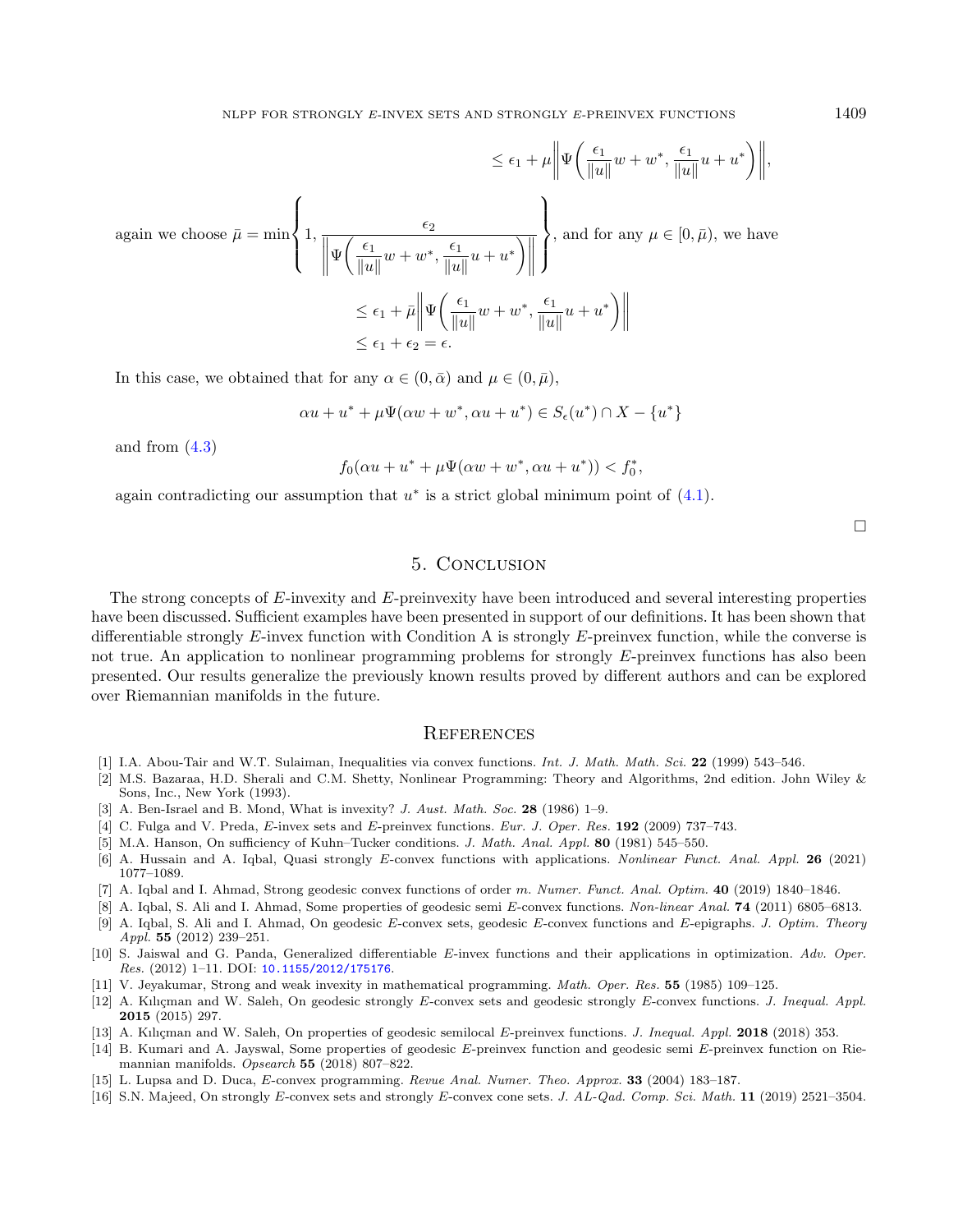$$\leq \epsilon_1 + \mu \left\| \Psi\left( \frac{\epsilon_1}{\|u\|} w + w^*, \frac{\epsilon_1}{\|u\|} u + u^* \right) \right\|,$$

again we choose $\bar{\mu} = \min \left\{ 1, \dfrac{\epsilon_2}{\left\| \Psi\left( \frac{\epsilon_1}{\|u\|} w + w^*, \frac{\epsilon_1}{\|u\|} u + u^* \right) \right\|} \right\}$, and for any $\mu \in [0, \bar{\mu})$, we have

$$\leq \epsilon_1 + \bar{\mu} \left\| \Psi\left( \frac{\epsilon_1}{\|u\|} w + w^*, \frac{\epsilon_1}{\|u\|} u + u^* \right) \right\|$$
$$\leq \epsilon_1 + \epsilon_2 = \epsilon.$$

In this case, we obtained that for any $\alpha \in (0, \bar{\alpha})$ and $\mu \in (0, \bar{\mu})$,

$$\alpha u + u^* + \mu \Psi(\alpha w + w^*, \alpha u + u^*) \in S_\epsilon(u^*) \cap X - \{u^*\}$$

and from (4.3)

$$f_0(\alpha u + u^* + \mu \Psi(\alpha w + w^*, \alpha u + u^*)) < f_0^*,$$

again contradicting our assumption that $u^*$ is a strict global minimum point of (4.1).

□

## 5. Conclusion

The strong concepts of $E$-invexity and $E$-preinvexity have been introduced and several interesting properties have been discussed. Sufficient examples have been presented in support of our definitions. It has been shown that differentiable strongly $E$-invex function with Condition A is strongly $E$-preinvex function, while the converse is not true. An application to nonlinear programming problems for strongly $E$-preinvex functions has also been presented. Our results generalize the previously known results proved by different authors and can be explored over Riemannian manifolds in the future.

## References

[1] I.A. Abou-Tair and W.T. Sulaiman, Inequalities via convex functions. *Int. J. Math. Math. Sci.* **22** (1999) 543–546.

[2] M.S. Bazaraa, H.D. Sherali and C.M. Shetty, Nonlinear Programming: Theory and Algorithms, 2nd edition. John Wiley & Sons, Inc., New York (1993).

[3] A. Ben-Israel and B. Mond, What is invexity? *J. Aust. Math. Soc.* **28** (1986) 1–9.

[4] C. Fulga and V. Preda, *E*-invex sets and *E*-preinvex functions. *Eur. J. Oper. Res.* **192** (2009) 737–743.

[5] M.A. Hanson, On sufficiency of Kuhn–Tucker conditions. *J. Math. Anal. Appl.* **80** (1981) 545–550.

[6] A. Hussain and A. Iqbal, Quasi strongly *E*-convex functions with applications. *Nonlinear Funct. Anal. Appl.* **26** (2021) 1077–1089.

[7] A. Iqbal and I. Ahmad, Strong geodesic convex functions of order *m*. *Numer. Funct. Anal. Optim.* **40** (2019) 1840–1846.

[8] A. Iqbal, S. Ali and I. Ahmad, Some properties of geodesic semi *E*-convex functions. *Non-linear Anal.* **74** (2011) 6805–6813.

[9] A. Iqbal, S. Ali and I. Ahmad, On geodesic *E*-convex sets, geodesic *E*-convex functions and *E*-epigraphs. *J. Optim. Theory Appl.* **55** (2012) 239–251.

[10] S. Jaiswal and G. Panda, Generalized differentiable *E*-invex functions and their applications in optimization. *Adv. Oper. Res.* (2012) 1–11. DOI: 10.1155/2012/175176.

[11] V. Jeyakumar, Strong and weak invexity in mathematical programming. *Math. Oper. Res.* **55** (1985) 109–125.

[12] A. Kılıçman and W. Saleh, On geodesic strongly *E*-convex sets and geodesic strongly *E*-convex functions. *J. Inequal. Appl.* **2015** (2015) 297.

[13] A. Kılıçman and W. Saleh, On properties of geodesic semilocal *E*-preinvex functions. *J. Inequal. Appl.* **2018** (2018) 353.

[14] B. Kumari and A. Jayswal, Some properties of geodesic *E*-preinvex function and geodesic semi *E*-preinvex function on Riemannian manifolds. *Opsearch* **55** (2018) 807–822.

[15] L. Lupsa and D. Duca, *E*-convex programming. *Revue Anal. Numer. Theo. Approx.* **33** (2004) 183–187.

[16] S.N. Majeed, On strongly *E*-convex sets and strongly *E*-convex cone sets. *J. AL-Qad. Comp. Sci. Math.* **11** (2019) 2521–3504.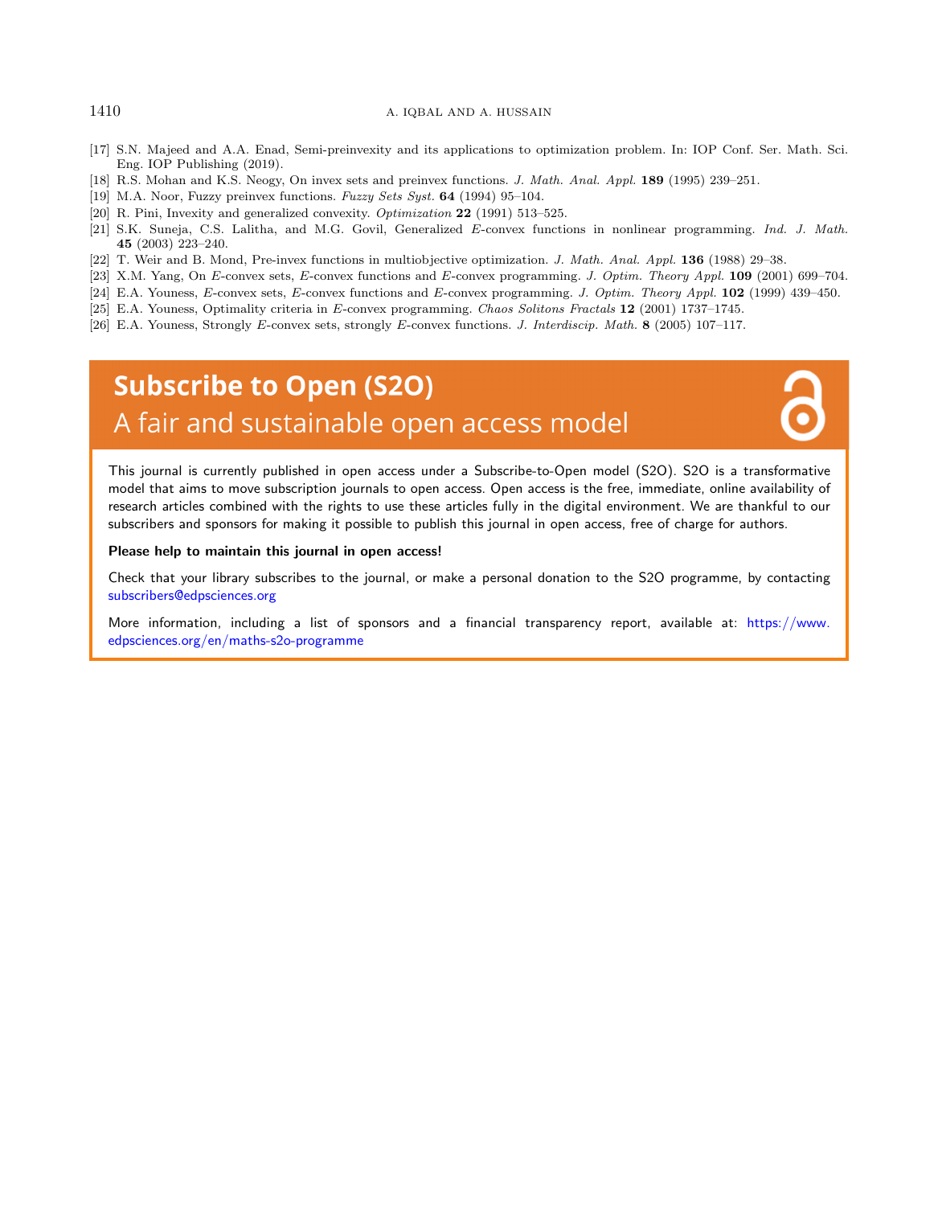[17] S.N. Majeed and A.A. Enad, Semi-preinvexity and its applications to optimization problem. In: IOP Conf. Ser. Math. Sci. Eng. IOP Publishing (2019).

[18] R.S. Mohan and K.S. Neogy, On invex sets and preinvex functions. *J. Math. Anal. Appl.* **189** (1995) 239–251.

[19] M.A. Noor, Fuzzy preinvex functions. *Fuzzy Sets Syst.* **64** (1994) 95–104.

[20] R. Pini, Invexity and generalized convexity. *Optimization* **22** (1991) 513–525.

[21] S.K. Suneja, C.S. Lalitha, and M.G. Govil, Generalized $E$-convex functions in nonlinear programming. *Ind. J. Math.* **45** (2003) 223–240.

[22] T. Weir and B. Mond, Pre-invex functions in multiobjective optimization. *J. Math. Anal. Appl.* **136** (1988) 29–38.

[23] X.M. Yang, On $E$-convex sets, $E$-convex functions and $E$-convex programming. *J. Optim. Theory Appl.* **109** (2001) 699–704.

[24] E.A. Youness, $E$-convex sets, $E$-convex functions and $E$-convex programming. *J. Optim. Theory Appl.* **102** (1999) 439–450.

[25] E.A. Youness, Optimality criteria in $E$-convex programming. *Chaos Solitons Fractals* **12** (2001) 1737–1745.

[26] E.A. Youness, Strongly $E$-convex sets, strongly $E$-convex functions. *J. Interdiscip. Math.* **8** (2005) 107–117.

## Subscribe to Open (S2O)

A fair and sustainable open access model

This journal is currently published in open access under a Subscribe-to-Open model (S2O). S2O is a transformative model that aims to move subscription journals to open access. Open access is the free, immediate, online availability of research articles combined with the rights to use these articles fully in the digital environment. We are thankful to our subscribers and sponsors for making it possible to publish this journal in open access, free of charge for authors.

**Please help to maintain this journal in open access!**

Check that your library subscribes to the journal, or make a personal donation to the S2O programme, by contacting subscribers@edpsciences.org

More information, including a list of sponsors and a financial transparency report, available at: https://www.edpsciences.org/en/maths-s2o-programme